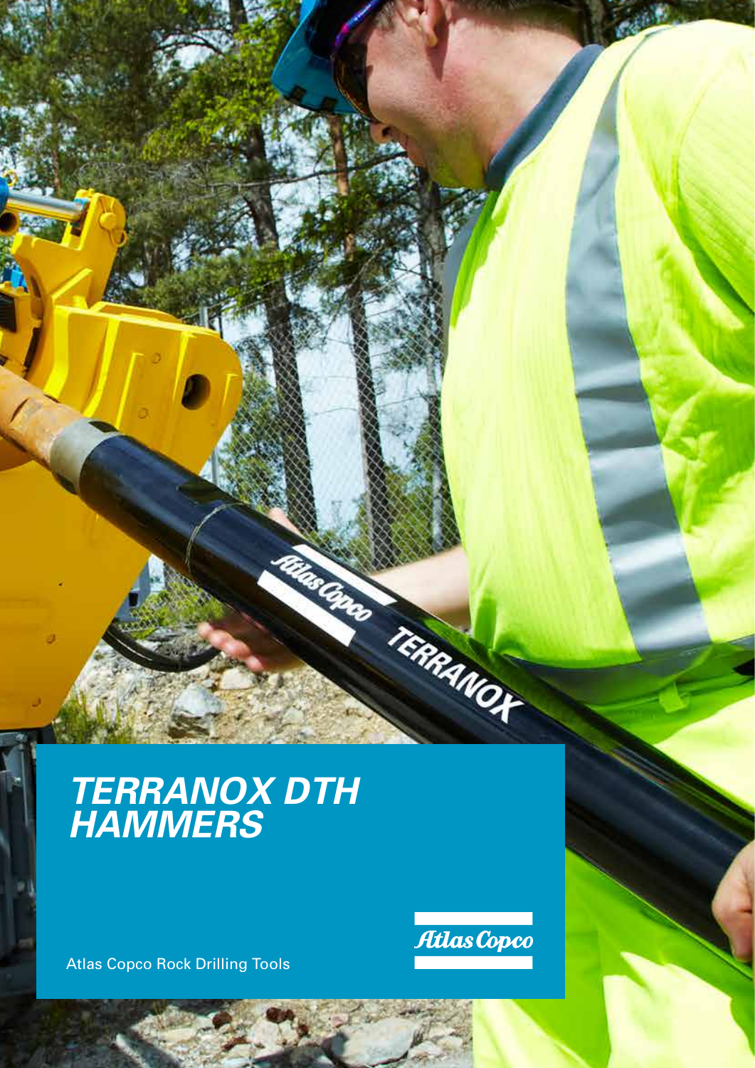# *TERRANOX DTH HAMMERS*

Atlas Copco Rock Drilling Tools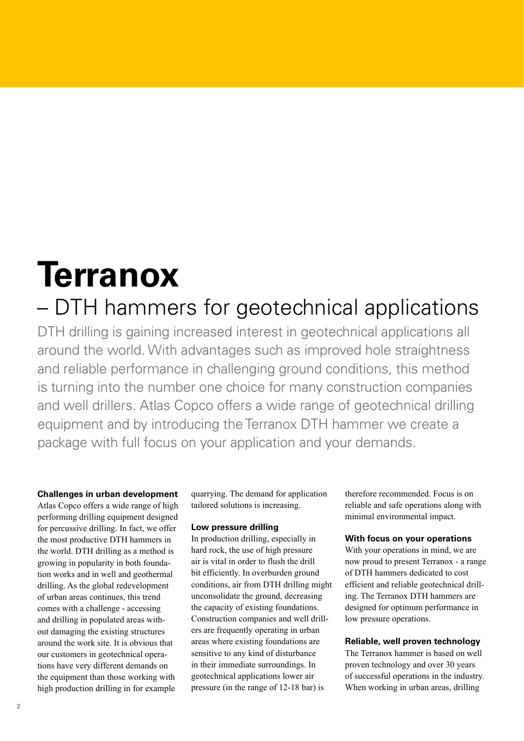# Terranox

## – DTH hammers for geotechnical applications

DTH drilling is gaining increased interest in geotechnical applications all around the world. With advantages such as improved hole straightness and reliable performance in challenging ground conditions, this method is turning into the number one choice for many construction companies and well drillers. Atlas Copco offers a wide range of geotechnical drilling equipment and by introducing the Terranox DTH hammer we create a package with full focus on your application and your demands.

**Challenges in urban development**

Atlas Copco offers a wide range of high performing drilling equipment designed for percussive drilling. In fact, we offer the most productive DTH hammers in the world. DTH drilling as a method is growing in popularity in both foundation works and in well and geothermal drilling. As the global redevelopment of urban areas continues, this trend comes with a challenge - accessing and drilling in populated areas without damaging the existing structures around the work site. It is obvious that our customers in geotechnical operations have very different demands on the equipment than those working with high production drilling in for example quarrying. The demand for application tailored solutions is increasing.

**Low pressure drilling**

In production drilling, especially in hard rock, the use of high pressure air is vital in order to flush the drill bit efficiently. In overburden ground conditions, air from DTH drilling might unconsolidate the ground, decreasing the capacity of existing foundations. Construction companies and well drillers are frequently operating in urban areas where existing foundations are sensitive to any kind of disturbance in their immediate surroundings. In geotechnical applications lower air pressure (in the range of 12-18 bar) is therefore recommended. Focus is on reliable and safe operations along with minimal environmental impact.

**With focus on your operations**

With your operations in mind, we are now proud to present Terranox - a range of DTH hammers dedicated to cost efficient and reliable geotechnical drilling. The Terranox DTH hammers are designed for optimum performance in low pressure operations.

**Reliable, well proven technology**

The Terranox hammer is based on well proven technology and over 30 years of successful operations in the industry. When working in urban areas, drilling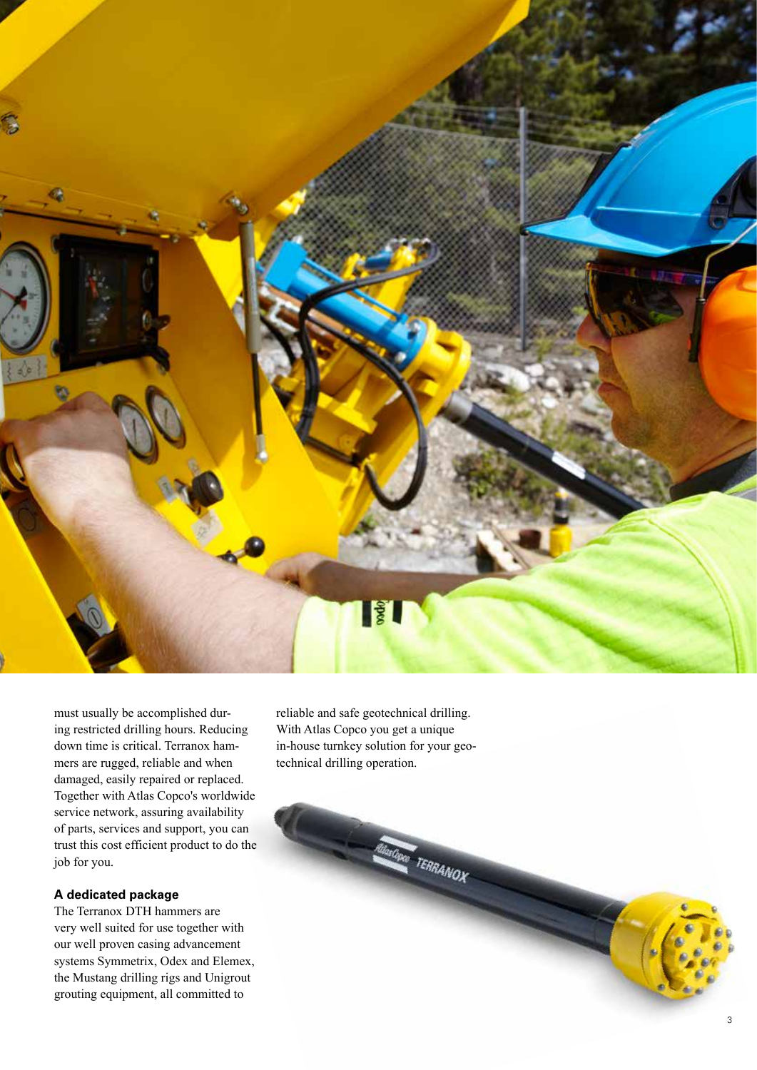must usually be accomplished during restricted drilling hours. Reducing down time is critical. Terranox hammers are rugged, reliable and when damaged, easily repaired or replaced. Together with Atlas Copco's worldwide service network, assuring availability of parts, services and support, you can trust this cost efficient product to do the job for you.

### A dedicated package

The Terranox DTH hammers are very well suited for use together with our well proven casing advancement systems Symmetrix, Odex and Elemex, the Mustang drilling rigs and Unigrout grouting equipment, all committed to reliable and safe geotechnical drilling. With Atlas Copco you get a unique in-house turnkey solution for your geotechnical drilling operation.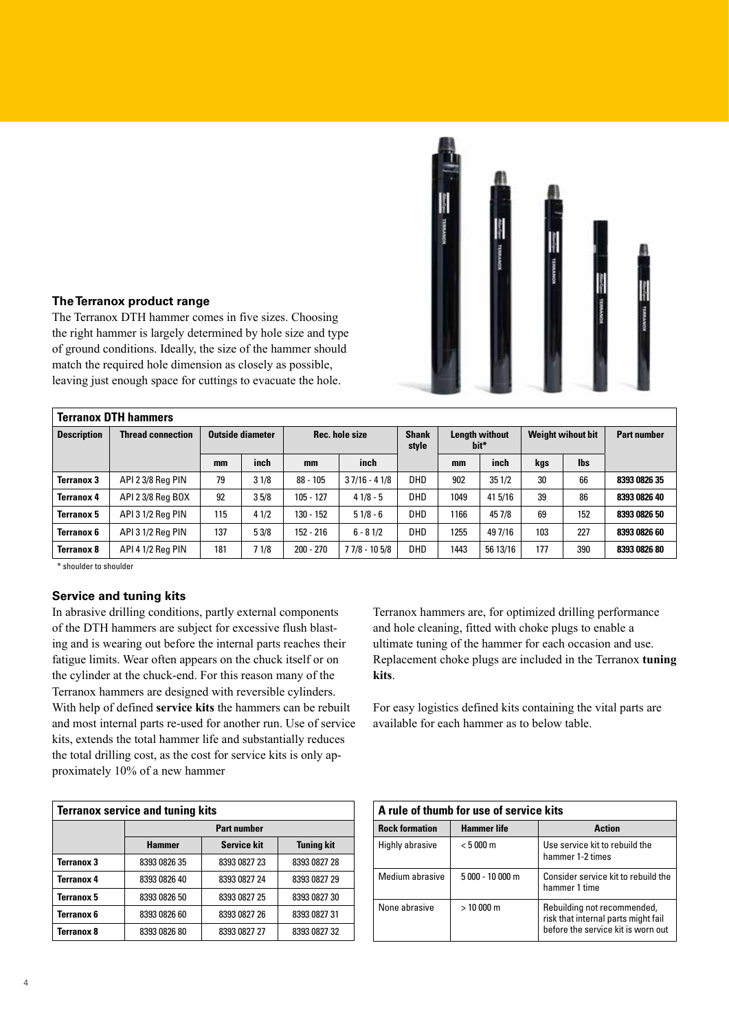### The Terranox product range

The Terranox DTH hammer comes in five sizes. Choosing the right hammer is largely determined by hole size and type of ground conditions. Ideally, the size of the hammer should match the required hole dimension as closely as possible, leaving just enough space for cuttings to evacuate the hole.

| Terranox DTH hammers | | | | | | | | | | | |
|---|---|---|---|---|---|---|---|---|---|---|---|
| **Description** | **Thread connection** | **Outside diameter** | | **Rec. hole size** | | **Shank style** | **Length without bit*** | | **Weight wihout bit** | | **Part number** |
| | | **mm** | **inch** | **mm** | **inch** | | **mm** | **inch** | **kgs** | **lbs** | |
| **Terranox 3** | API 2 3/8 Reg PIN | 79 | 3 1/8 | 88 - 105 | 3 7/16 - 4 1/8 | DHD | 902 | 35 1/2 | 30 | 66 | **8393 0826 35** |
| **Terranox 4** | API 2 3/8 Reg BOX | 92 | 3 5/8 | 105 - 127 | 4 1/8 - 5 | DHD | 1049 | 41 5/16 | 39 | 86 | **8393 0826 40** |
| **Terranox 5** | API 3 1/2 Reg PIN | 115 | 4 1/2 | 130 - 152 | 5 1/8 - 6 | DHD | 1166 | 45 7/8 | 69 | 152 | **8393 0826 50** |
| **Terranox 6** | API 3 1/2 Reg PIN | 137 | 5 3/8 | 152 - 216 | 6 - 8 1/2 | DHD | 1255 | 49 7/16 | 103 | 227 | **8393 0826 60** |
| **Terranox 8** | API 4 1/2 Reg PIN | 181 | 7 1/8 | 200 - 270 | 7 7/8 - 10 5/8 | DHD | 1443 | 56 13/16 | 177 | 390 | **8393 0826 80** |

\* shoulder to shoulder

### Service and tuning kits

In abrasive drilling conditions, partly external components of the DTH hammers are subject for excessive flush blasting and is wearing out before the internal parts reaches their fatigue limits. Wear often appears on the chuck itself or on the cylinder at the chuck-end. For this reason many of the Terranox hammers are designed with reversible cylinders. With help of defined **service kits** the hammers can be rebuilt and most internal parts re-used for another run. Use of service kits, extends the total hammer life and substantially reduces the total drilling cost, as the cost for service kits is only approximately 10% of a new hammer

Terranox hammers are, for optimized drilling performance and hole cleaning, fitted with choke plugs to enable a ultimate tuning of the hammer for each occasion and use. Replacement choke plugs are included in the Terranox **tuning kits**.

For easy logistics defined kits containing the vital parts are available for each hammer as to below table.

| Terranox service and tuning kits | | | |
|---|---|---|---|
| | **Part number** | | |
| | **Hammer** | **Service kit** | **Tuning kit** |
| **Terranox 3** | 8393 0826 35 | 8393 0827 23 | 8393 0827 28 |
| **Terranox 4** | 8393 0826 40 | 8393 0827 24 | 8393 0827 29 |
| **Terranox 5** | 8393 0826 50 | 8393 0827 25 | 8393 0827 30 |
| **Terranox 6** | 8393 0826 60 | 8393 0827 26 | 8393 0827 31 |
| **Terranox 8** | 8393 0826 80 | 8393 0827 27 | 8393 0827 32 |

| A rule of thumb for use of service kits | | |
|---|---|---|
| **Rock formation** | **Hammer life** | **Action** |
| Highly abrasive | < 5 000 m | Use service kit to rebuild the hammer 1-2 times |
| Medium abrasive | 5 000 - 10 000 m | Consider service kit to rebuild the hammer 1 time |
| None abrasive | > 10 000 m | Rebuilding not recommended, risk that internal parts might fail before the service kit is worn out |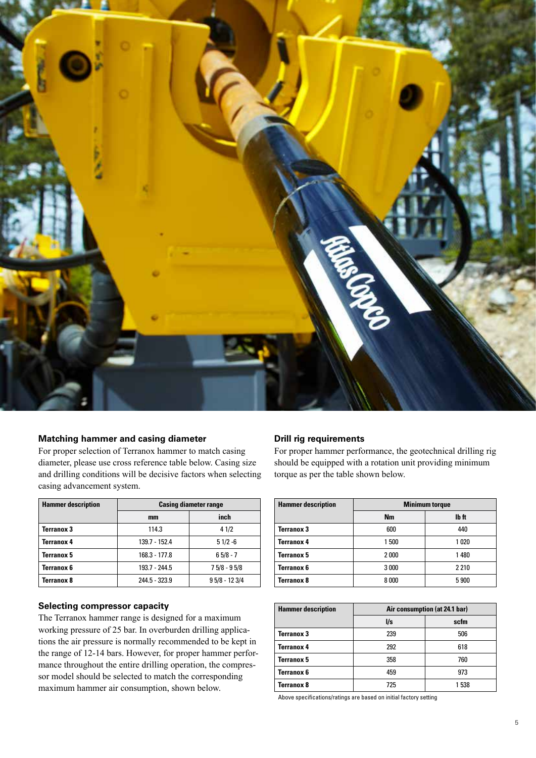### Matching hammer and casing diameter

For proper selection of Terranox hammer to match casing diameter, please use cross reference table below. Casing size and drilling conditions will be decisive factors when selecting casing advancement system.

| Hammer description | Casing diameter range | |
|---|---|---|
| | mm | inch |
| **Terranox 3** | 114.3 | 4 1/2 |
| **Terranox 4** | 139.7 - 152.4 | 5 1/2 -6 |
| **Terranox 5** | 168.3 - 177.8 | 6 5/8 - 7 |
| **Terranox 6** | 193.7 - 244.5 | 7 5/8 - 9 5/8 |
| **Terranox 8** | 244.5 - 323.9 | 9 5/8 - 12 3/4 |

### Selecting compressor capacity

The Terranox hammer range is designed for a maximum working pressure of 25 bar. In overburden drilling applications the air pressure is normally recommended to be kept in the range of 12-14 bars. However, for proper hammer performance throughout the entire drilling operation, the compressor model should be selected to match the corresponding maximum hammer air consumption, shown below.

### Drill rig requirements

For proper hammer performance, the geotechnical drilling rig should be equipped with a rotation unit providing minimum torque as per the table shown below.

| Hammer description | Minimum torque | |
|---|---|---|
| | Nm | lb ft |
| **Terranox 3** | 600 | 440 |
| **Terranox 4** | 1 500 | 1 020 |
| **Terranox 5** | 2 000 | 1 480 |
| **Terranox 6** | 3 000 | 2 210 |
| **Terranox 8** | 8 000 | 5 900 |

| Hammer description | Air consumption (at 24.1 bar) | |
|---|---|---|
| | l/s | scfm |
| **Terranox 3** | 239 | 506 |
| **Terranox 4** | 292 | 618 |
| **Terranox 5** | 358 | 760 |
| **Terranox 6** | 459 | 973 |
| **Terranox 8** | 725 | 1 538 |

Above specifications/ratings are based on initial factory setting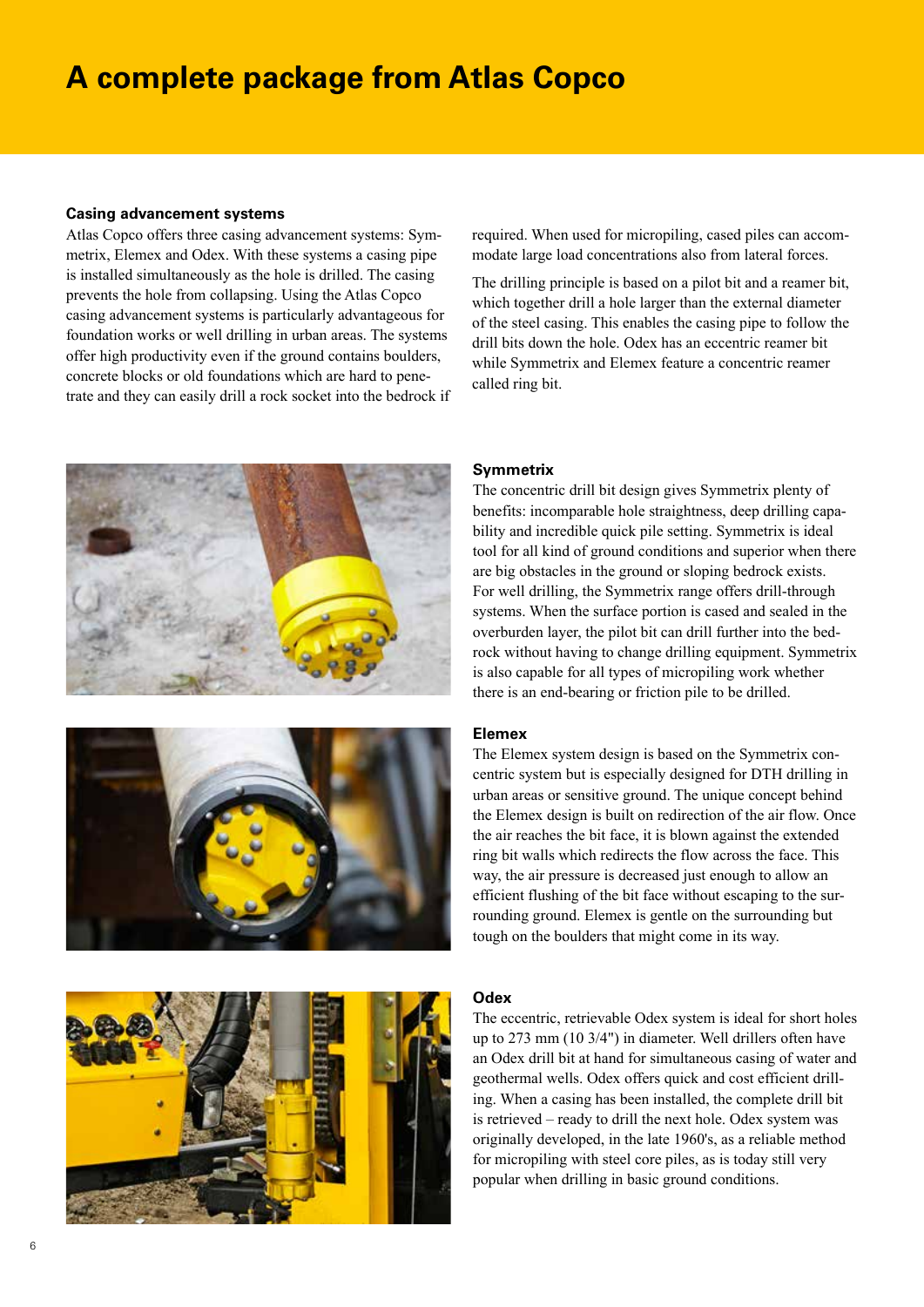# A complete package from Atlas Copco

## Casing advancement systems

Atlas Copco offers three casing advancement systems: Symmetrix, Elemex and Odex. With these systems a casing pipe is installed simultaneously as the hole is drilled. The casing prevents the hole from collapsing. Using the Atlas Copco casing advancement systems is particularly advantageous for foundation works or well drilling in urban areas. The systems offer high productivity even if the ground contains boulders, concrete blocks or old foundations which are hard to penetrate and they can easily drill a rock socket into the bedrock if required. When used for micropiling, cased piles can accommodate large load concentrations also from lateral forces.

The drilling principle is based on a pilot bit and a reamer bit, which together drill a hole larger than the external diameter of the steel casing. This enables the casing pipe to follow the drill bits down the hole. Odex has an eccentric reamer bit while Symmetrix and Elemex feature a concentric reamer called ring bit.

### Symmetrix

The concentric drill bit design gives Symmetrix plenty of benefits: incomparable hole straightness, deep drilling capability and incredible quick pile setting. Symmetrix is ideal tool for all kind of ground conditions and superior when there are big obstacles in the ground or sloping bedrock exists. For well drilling, the Symmetrix range offers drill-through systems. When the surface portion is cased and sealed in the overburden layer, the pilot bit can drill further into the bedrock without having to change drilling equipment. Symmetrix is also capable for all types of micropiling work whether there is an end-bearing or friction pile to be drilled.

### Elemex

The Elemex system design is based on the Symmetrix concentric system but is especially designed for DTH drilling in urban areas or sensitive ground. The unique concept behind the Elemex design is built on redirection of the air flow. Once the air reaches the bit face, it is blown against the extended ring bit walls which redirects the flow across the face. This way, the air pressure is decreased just enough to allow an efficient flushing of the bit face without escaping to the surrounding ground. Elemex is gentle on the surrounding but tough on the boulders that might come in its way.

### Odex

The eccentric, retrievable Odex system is ideal for short holes up to 273 mm (10 3/4") in diameter. Well drillers often have an Odex drill bit at hand for simultaneous casing of water and geothermal wells. Odex offers quick and cost efficient drilling. When a casing has been installed, the complete drill bit is retrieved – ready to drill the next hole. Odex system was originally developed, in the late 1960's, as a reliable method for micropiling with steel core piles, as is today still very popular when drilling in basic ground conditions.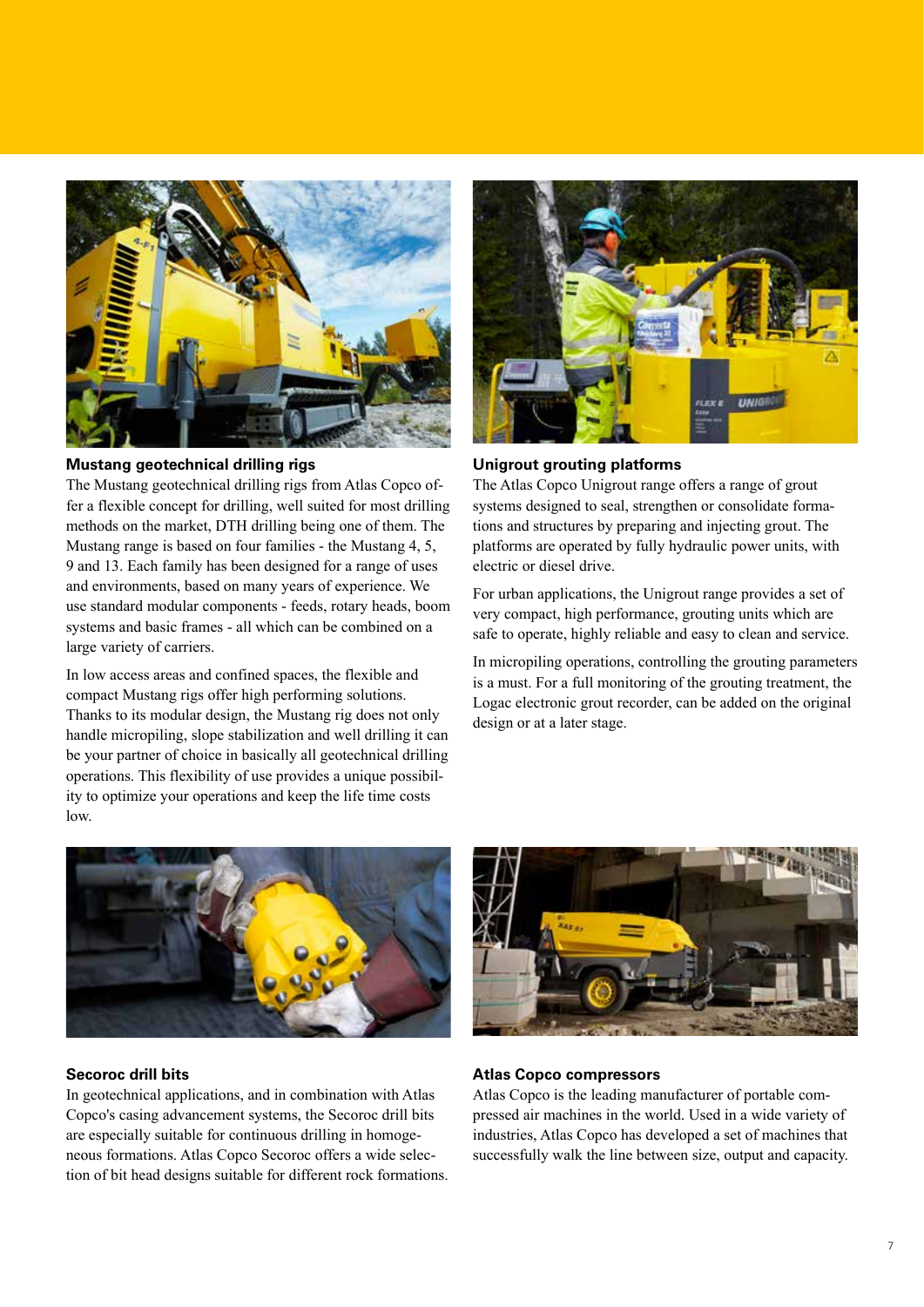### Mustang geotechnical drilling rigs

The Mustang geotechnical drilling rigs from Atlas Copco offer a flexible concept for drilling, well suited for most drilling methods on the market, DTH drilling being one of them. The Mustang range is based on four families - the Mustang 4, 5, 9 and 13. Each family has been designed for a range of uses and environments, based on many years of experience. We use standard modular components - feeds, rotary heads, boom systems and basic frames - all which can be combined on a large variety of carriers.

In low access areas and confined spaces, the flexible and compact Mustang rigs offer high performing solutions. Thanks to its modular design, the Mustang rig does not only handle micropiling, slope stabilization and well drilling it can be your partner of choice in basically all geotechnical drilling operations. This flexibility of use provides a unique possibility to optimize your operations and keep the life time costs low.

### Unigrout grouting platforms

The Atlas Copco Unigrout range offers a range of grout systems designed to seal, strengthen or consolidate formations and structures by preparing and injecting grout. The platforms are operated by fully hydraulic power units, with electric or diesel drive.

For urban applications, the Unigrout range provides a set of very compact, high performance, grouting units which are safe to operate, highly reliable and easy to clean and service.

In micropiling operations, controlling the grouting parameters is a must. For a full monitoring of the grouting treatment, the Logac electronic grout recorder, can be added on the original design or at a later stage.

### Secoroc drill bits

In geotechnical applications, and in combination with Atlas Copco's casing advancement systems, the Secoroc drill bits are especially suitable for continuous drilling in homogeneous formations. Atlas Copco Secoroc offers a wide selection of bit head designs suitable for different rock formations.

### Atlas Copco compressors

Atlas Copco is the leading manufacturer of portable compressed air machines in the world. Used in a wide variety of industries, Atlas Copco has developed a set of machines that successfully walk the line between size, output and capacity.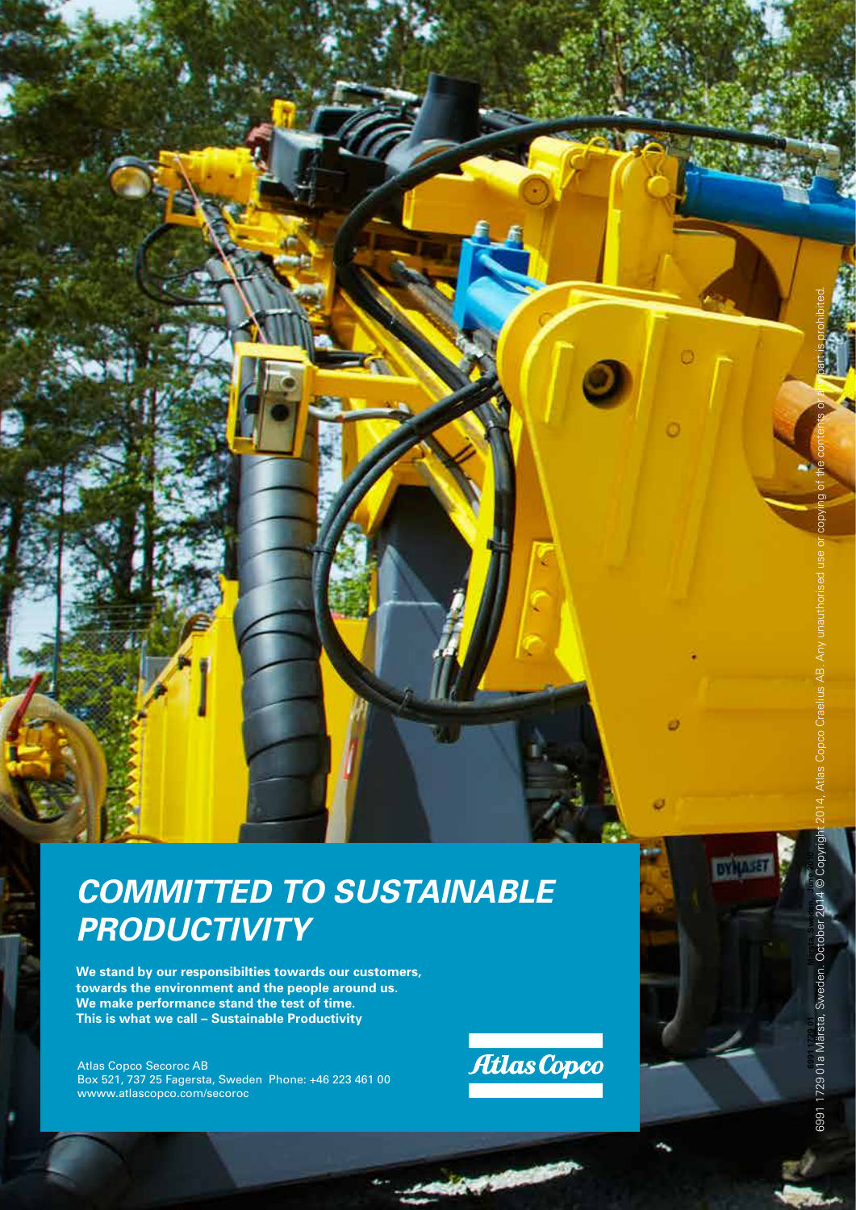## COMMITTED TO SUSTAINABLE PRODUCTIVITY

**We stand by our responsibilties towards our customers, towards the environment and the people around us. We make performance stand the test of time. This is what we call – Sustainable Productivity**

Atlas Copco Secoroc AB
Box 521, 737 25 Fagersta, Sweden Phone: +46 223 461 00
wwww.atlascopco.com/secoroc

6991 1729 01a Märsta, Sweden. October 2014 © Copyright 2014, Atlas Copco Craelius AB. Any unauthorised use or copying of the contents or any part is prohibited.